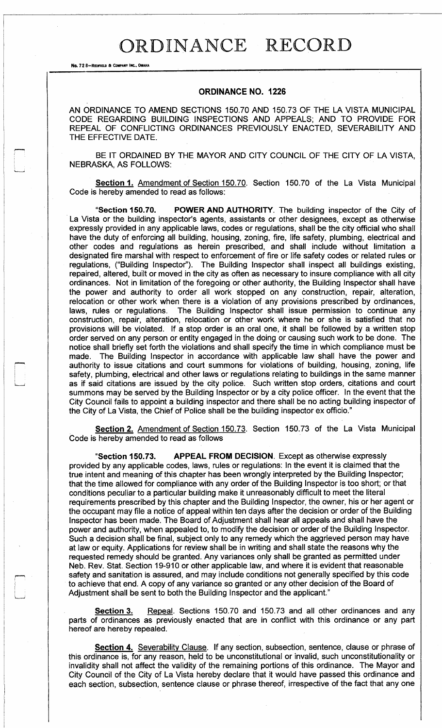# ORDINANCE RECORD

No. 72 8—REDFIELD & COMPANY INC., OMAHA

## ORDINANCE NO. 1226

AN ORDINANCE TO AMEND SECTIONS 150.70 AND 150.73 OF THE LA VISTA MUNICIPAL CODE REGARDING BUILDING INSPECTIONS AND APPEALS; AND TO PROVIDE FOR REPEAL OF CONFLICTING ORDINANCES PREVIOUSLY ENACTED, SEVERABILITY AND THE EFFECTIVE DATE.

BE IT ORDAINED BY THE MAYOR AND CITY COUNCIL OF THE CITY OF LA VISTA, NEBRASKA, AS FOLLOWS:

**Section 1.** Amendment of Section 150.70. Section 150.70 of the La Vista Municipal Code is hereby amended to read as follows:

"**Section 150.70. POWER AND AUTHORITY**. The building inspector of the City of La Vista or the building inspector's agents, assistants or other designees, except as otherwise expressly provided in any applicable laws, codes or regulations, shall be the city official who shall have the duty of enforcing all building, housing, zoning, fire, life safety, plumbing, electrical and other codes and regulations as herein prescribed, and shall include without limitation a designated fire marshal with respect to enforcement of fire or life safety codes or related rules or regulations, ("Building Inspector"). The Building Inspector shall inspect all buildings existing, repaired, altered, built or moved in the city as often as necessary to insure compliance with all city ordinances. Not in limitation of the foregoing or other authority, the Building Inspector shall have the power and authority to order all work stopped on any construction, repair, alteration, relocation or other work when there is a violation of any provisions prescribed by ordinances, laws, rules or regulations. The Building Inspector shall issue permission to continue any construction, repair, alteration, relocation or other work where he or she is satisfied that no provisions will be violated. If a stop order is an oral one, it shall be followed by a written stop order served on any person or entity engaged in the doing or causing such work to be done. The notice shall briefly set forth the violations and shall specify the time in which compliance must be made. The Building Inspector in accordance with applicable law shall have the power and authority to issue citations and court summons for violations of building, housing, zoning, life safety, plumbing, electrical and other laws or regulations relating to buildings in the same manner as if said citations are issued by the city police. Such written stop orders, citations and court summons may be served by the Building Inspector or by a city police officer. In the event that the City Council fails to appoint a building inspector and there shall be no acting building inspector of the City of La Vista, the Chief of Police shall be the building inspector ex officio."

**Section 2.** Amendment of Section 150.73. Section 150.73 of the La Vista Municipal Code is hereby amended to read as follows

"**Section 150.73. APPEAL FROM DECISION**. Except as otherwise expressly provided by any applicable codes, laws, rules or regulations: In the event it is claimed that the true intent and meaning of this chapter has been wrongly interpreted by the Building Inspector; that the time allowed for compliance with any order of the Building Inspector is too short; or that conditions peculiar to a particular building make it unreasonably difficult to meet the literal requirements prescribed by this chapter and the Building Inspector, the owner, his or her agent or the occupant may file a notice of appeal within ten days after the decision or order of the Building Inspector has been made. The Board of Adjustment shall hear all appeals and shall have the power and authority, when appealed to, to modify the decision or order of the Building Inspector. Such a decision shall be final, subject only to any remedy which the aggrieved person may have at law or equity. Applications for review shall be in writing and shall state the reasons why the requested remedy should be granted. Any variances only shall be granted as permitted under Neb. Rev. Stat. Section 19-910 or other applicable law, and where it is evident that reasonable safety and sanitation is assured, and may include conditions not generally specified by this code to achieve that end. A copy of any variance so granted or any other decision of the Board of Adjustment shall be sent to both the Building Inspector and the applicant."

**Section 3.** Repeal. Sections 150.70 and 150.73 and all other ordinances and any parts of ordinances as previously enacted that are in conflict with this ordinance or any part hereof are hereby repealed.

**Section 4.** Severability Clause. If any section, subsection, sentence, clause or phrase of this ordinance is, for any reason, held to be unconstitutional or invalid, such unconstitutionality or invalidity shall not affect the validity of the remaining portions of this ordinance. The Mayor and City Council of the City of La Vista hereby declare that it would have passed this ordinance and each section, subsection, sentence clause or phrase thereof, irrespective of the fact that any one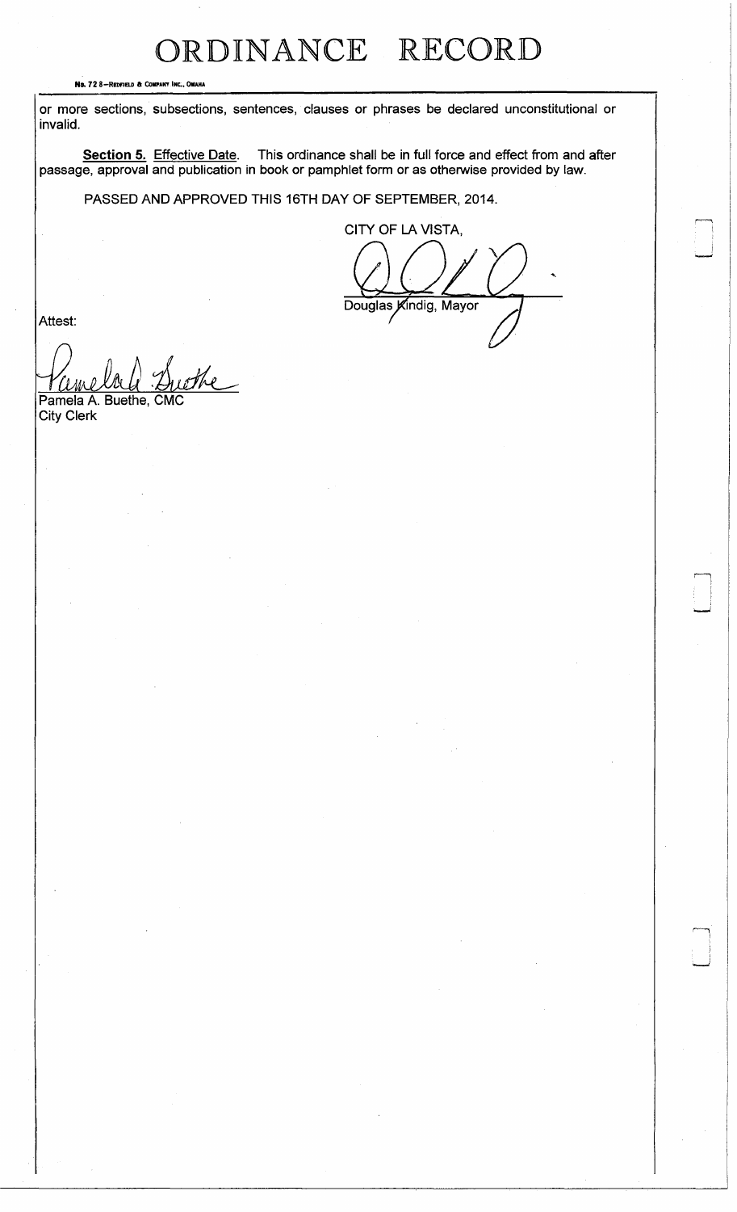# ORDINANCE RECORD

or more sections, subsections, sentences, clauses or phrases be declared unconstitutional or invalid.

**Section 5.** Effective Date. This ordinance shall be in full force and effect from and after passage, approval and publication in book or pamphlet form or as otherwise provided by law.

PASSED AND APPROVED THIS 16TH DAY OF SEPTEMBER, 2014.

CITY OF LA VISTA,

Douglas Kindig, Mayor

Attest:

Pamela A. Buethe, CMC
City Clerk